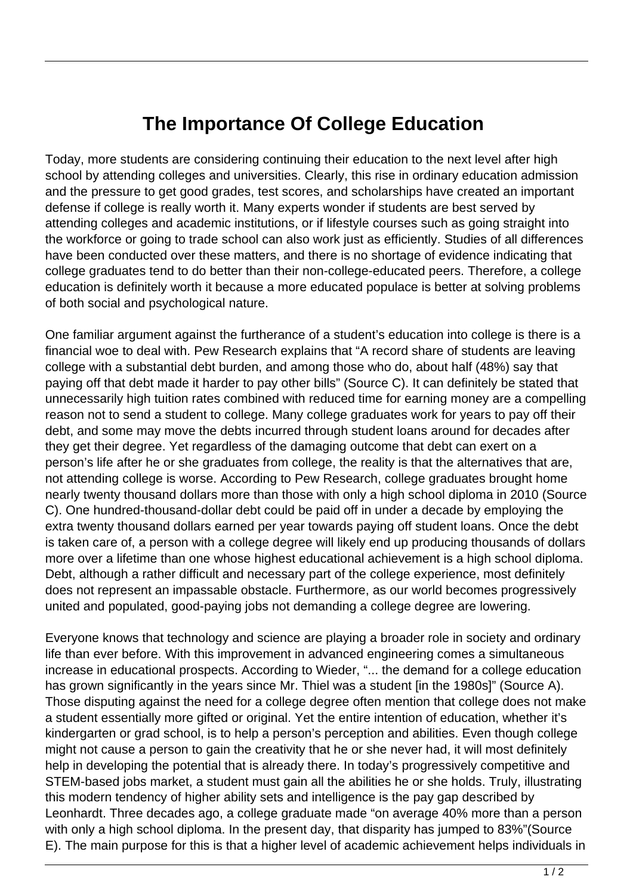# The Importance Of College Education

Today, more students are considering continuing their education to the next level after high school by attending colleges and universities. Clearly, this rise in ordinary education admission and the pressure to get good grades, test scores, and scholarships have created an important defense if college is really worth it. Many experts wonder if students are best served by attending colleges and academic institutions, or if lifestyle courses such as going straight into the workforce or going to trade school can also work just as efficiently. Studies of all differences have been conducted over these matters, and there is no shortage of evidence indicating that college graduates tend to do better than their non-college-educated peers. Therefore, a college education is definitely worth it because a more educated populace is better at solving problems of both social and psychological nature.

One familiar argument against the furtherance of a student's education into college is there is a financial woe to deal with. Pew Research explains that "A record share of students are leaving college with a substantial debt burden, and among those who do, about half (48%) say that paying off that debt made it harder to pay other bills" (Source C). It can definitely be stated that unnecessarily high tuition rates combined with reduced time for earning money are a compelling reason not to send a student to college. Many college graduates work for years to pay off their debt, and some may move the debts incurred through student loans around for decades after they get their degree. Yet regardless of the damaging outcome that debt can exert on a person's life after he or she graduates from college, the reality is that the alternatives that are, not attending college is worse. According to Pew Research, college graduates brought home nearly twenty thousand dollars more than those with only a high school diploma in 2010 (Source C). One hundred-thousand-dollar debt could be paid off in under a decade by employing the extra twenty thousand dollars earned per year towards paying off student loans. Once the debt is taken care of, a person with a college degree will likely end up producing thousands of dollars more over a lifetime than one whose highest educational achievement is a high school diploma. Debt, although a rather difficult and necessary part of the college experience, most definitely does not represent an impassable obstacle. Furthermore, as our world becomes progressively united and populated, good-paying jobs not demanding a college degree are lowering.

Everyone knows that technology and science are playing a broader role in society and ordinary life than ever before. With this improvement in advanced engineering comes a simultaneous increase in educational prospects. According to Wieder, "... the demand for a college education has grown significantly in the years since Mr. Thiel was a student [in the 1980s]" (Source A). Those disputing against the need for a college degree often mention that college does not make a student essentially more gifted or original. Yet the entire intention of education, whether it's kindergarten or grad school, is to help a person's perception and abilities. Even though college might not cause a person to gain the creativity that he or she never had, it will most definitely help in developing the potential that is already there. In today's progressively competitive and STEM-based jobs market, a student must gain all the abilities he or she holds. Truly, illustrating this modern tendency of higher ability sets and intelligence is the pay gap described by Leonhardt. Three decades ago, a college graduate made "on average 40% more than a person with only a high school diploma. In the present day, that disparity has jumped to 83%"(Source E). The main purpose for this is that a higher level of academic achievement helps individuals in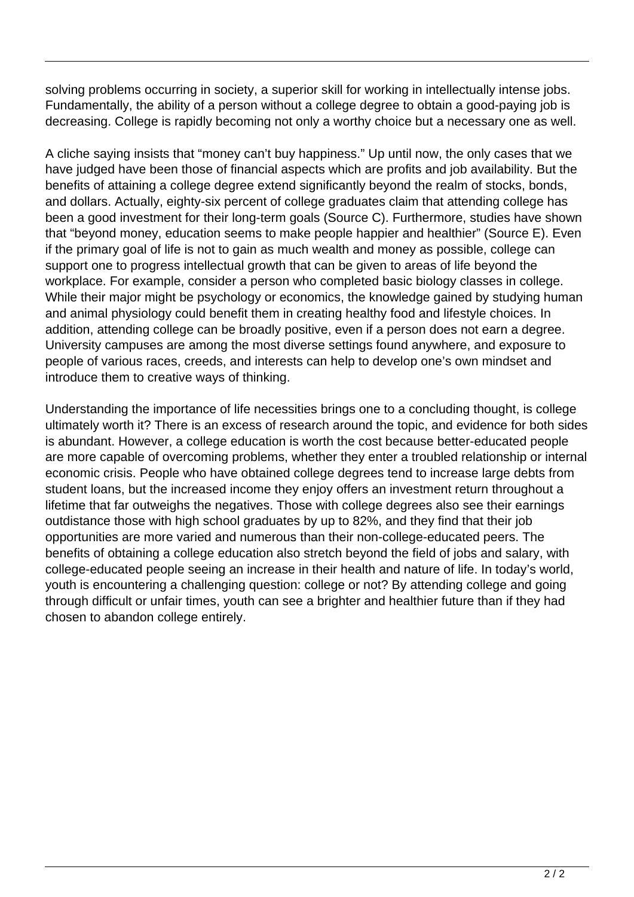solving problems occurring in society, a superior skill for working in intellectually intense jobs. Fundamentally, the ability of a person without a college degree to obtain a good-paying job is decreasing. College is rapidly becoming not only a worthy choice but a necessary one as well.

A cliche saying insists that “money can’t buy happiness.” Up until now, the only cases that we have judged have been those of financial aspects which are profits and job availability. But the benefits of attaining a college degree extend significantly beyond the realm of stocks, bonds, and dollars. Actually, eighty-six percent of college graduates claim that attending college has been a good investment for their long-term goals (Source C). Furthermore, studies have shown that “beyond money, education seems to make people happier and healthier” (Source E). Even if the primary goal of life is not to gain as much wealth and money as possible, college can support one to progress intellectual growth that can be given to areas of life beyond the workplace. For example, consider a person who completed basic biology classes in college. While their major might be psychology or economics, the knowledge gained by studying human and animal physiology could benefit them in creating healthy food and lifestyle choices. In addition, attending college can be broadly positive, even if a person does not earn a degree. University campuses are among the most diverse settings found anywhere, and exposure to people of various races, creeds, and interests can help to develop one’s own mindset and introduce them to creative ways of thinking.

Understanding the importance of life necessities brings one to a concluding thought, is college ultimately worth it? There is an excess of research around the topic, and evidence for both sides is abundant. However, a college education is worth the cost because better-educated people are more capable of overcoming problems, whether they enter a troubled relationship or internal economic crisis. People who have obtained college degrees tend to increase large debts from student loans, but the increased income they enjoy offers an investment return throughout a lifetime that far outweighs the negatives. Those with college degrees also see their earnings outdistance those with high school graduates by up to 82%, and they find that their job opportunities are more varied and numerous than their non-college-educated peers. The benefits of obtaining a college education also stretch beyond the field of jobs and salary, with college-educated people seeing an increase in their health and nature of life. In today’s world, youth is encountering a challenging question: college or not? By attending college and going through difficult or unfair times, youth can see a brighter and healthier future than if they had chosen to abandon college entirely.